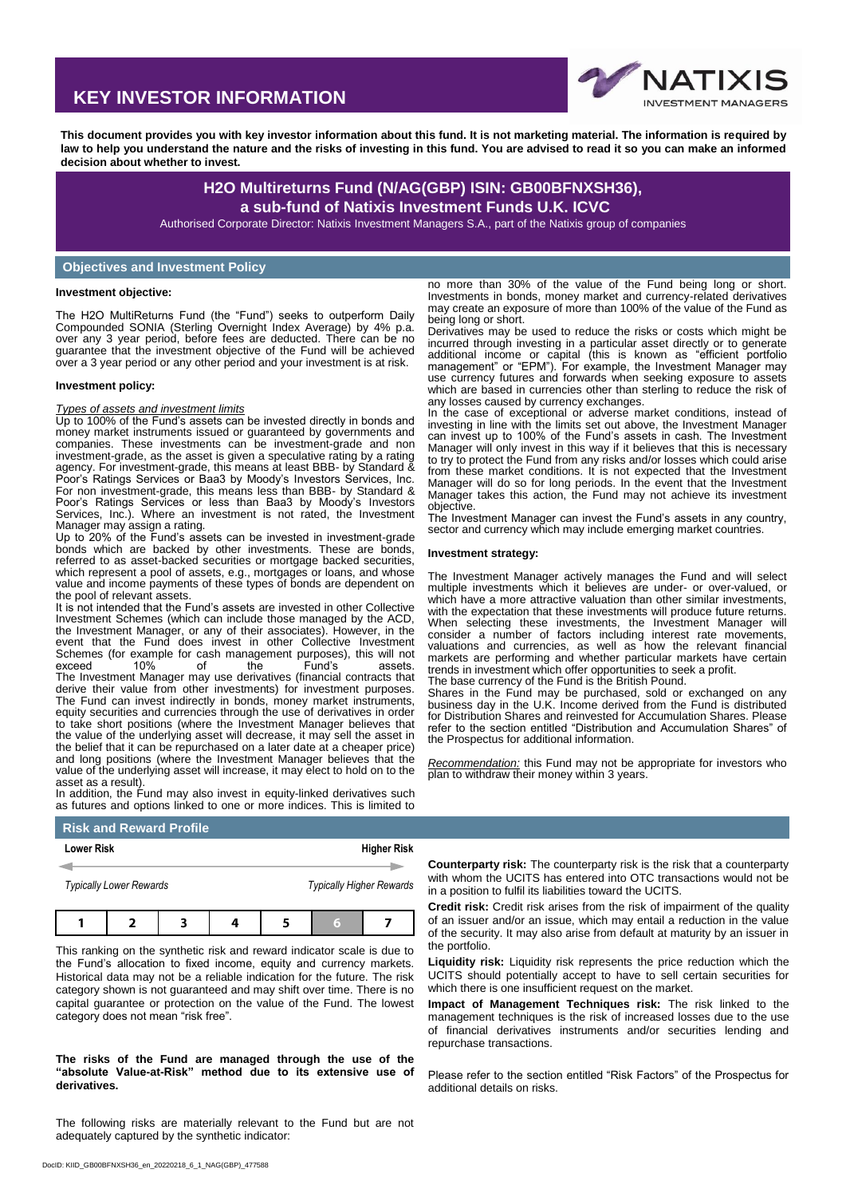# KEY INVESTOR INFORMATION

**This document provides you with key investor information about this fund. It is not marketing material. The information is required by law to help you understand the nature and the risks of investing in this fund. You are advised to read it so you can make an informed decision about whether to invest.**

## H2O Multireturns Fund (N/AG(GBP) ISIN: GB00BFNXSH36), a sub-fund of Natixis Investment Funds U.K. ICVC

Authorised Corporate Director: Natixis Investment Managers S.A., part of the Natixis group of companies

## Objectives and Investment Policy

### Investment objective:

The H2O MultiReturns Fund (the "Fund") seeks to outperform Daily Compounded SONIA (Sterling Overnight Index Average) by 4% p.a. over any 3 year period, before fees are deducted. There can be no guarantee that the investment objective of the Fund will be achieved over a 3 year period or any other period and your investment is at risk.

### Investment policy:

*Types of assets and investment limits*

Up to 100% of the Fund's assets can be invested directly in bonds and money market instruments issued or guaranteed by governments and companies. These investments can be investment-grade and non investment-grade, as the asset is given a speculative rating by a rating agency. For investment-grade, this means at least BBB- by Standard & Poor's Ratings Services or Baa3 by Moody's Investors Services, Inc. For non investment-grade, this means less than BBB- by Standard & Poor's Ratings Services or less than Baa3 by Moody's Investors Services, Inc.). Where an investment is not rated, the Investment Manager may assign a rating.

Up to 20% of the Fund's assets can be invested in investment-grade bonds which are backed by other investments. These are bonds, referred to as asset-backed securities or mortgage backed securities, which represent a pool of assets, e.g., mortgages or loans, and whose value and income payments of these types of bonds are dependent on the pool of relevant assets.

It is not intended that the Fund's assets are invested in other Collective Investment Schemes (which can include those managed by the ACD, the Investment Manager, or any of their associates). However, in the event that the Fund does invest in other Collective Investment Schemes (for example for cash management purposes), this will not exceed 10% of the Fund's assets.

The Investment Manager may use derivatives (financial contracts that derive their value from other investments) for investment purposes. The Fund can invest indirectly in bonds, money market instruments, equity securities and currencies through the use of derivatives in order to take short positions (where the Investment Manager believes that the value of the underlying asset will decrease, it may sell the asset in the belief that it can be repurchased on a later date at a cheaper price) and long positions (where the Investment Manager believes that the value of the underlying asset will increase, it may elect to hold on to the asset as a result).

In addition, the Fund may also invest in equity-linked derivatives such as futures and options linked to one or more indices. This is limited to no more than 30% of the value of the Fund being long or short. Investments in bonds, money market and currency-related derivatives may create an exposure of more than 100% of the value of the Fund as being long or short.

Derivatives may be used to reduce the risks or costs which might be incurred through investing in a particular asset directly or to generate additional income or capital (this is known as "efficient portfolio management" or "EPM"). For example, the Investment Manager may use currency futures and forwards when seeking exposure to assets which are based in currencies other than sterling to reduce the risk of any losses caused by currency exchanges.

In the case of exceptional or adverse market conditions, instead of investing in line with the limits set out above, the Investment Manager can invest up to 100% of the Fund's assets in cash. The Investment Manager will only invest in this way if it believes that this is necessary to try to protect the Fund from any risks and/or losses which could arise from these market conditions. It is not expected that the Investment Manager will do so for long periods. In the event that the Investment Manager takes this action, the Fund may not achieve its investment objective.

The Investment Manager can invest the Fund's assets in any country, sector and currency which may include emerging market countries.

### Investment strategy:

The Investment Manager actively manages the Fund and will select multiple investments which it believes are under- or over-valued, or which have a more attractive valuation than other similar investments, with the expectation that these investments will produce future returns. When selecting these investments, the Investment Manager will consider a number of factors including interest rate movements, valuations and currencies, as well as how the relevant financial markets are performing and whether particular markets have certain trends in investment which offer opportunities to seek a profit.

The base currency of the Fund is the British Pound.

Shares in the Fund may be purchased, sold or exchanged on any business day in the U.K. Income derived from the Fund is distributed for Distribution Shares and reinvested for Accumulation Shares. Please refer to the section entitled "Distribution and Accumulation Shares" of the Prospectus for additional information.

*Recommendation:* this Fund may not be appropriate for investors who plan to withdraw their money within 3 years.

## Risk and Reward Profile

**Lower Risk** — **Higher Risk**

*Typically Lower Rewards* — *Typically Higher Rewards*

| 1 | 2 | 3 | 4 | 5 | **6** | 7 |
|---|---|---|---|---|---|---|

This ranking on the synthetic risk and reward indicator scale is due to the Fund's allocation to fixed income, equity and currency markets. Historical data may not be a reliable indication for the future. The risk category shown is not guaranteed and may shift over time. There is no capital guarantee or protection on the value of the Fund. The lowest category does not mean "risk free".

**The risks of the Fund are managed through the use of the "absolute Value-at-Risk" method due to its extensive use of derivatives.**

The following risks are materially relevant to the Fund but are not adequately captured by the synthetic indicator:

**Counterparty risk:** The counterparty risk is the risk that a counterparty with whom the UCITS has entered into OTC transactions would not be in a position to fulfil its liabilities toward the UCITS.

**Credit risk:** Credit risk arises from the risk of impairment of the quality of an issuer and/or an issue, which may entail a reduction in the value of the security. It may also arise from default at maturity by an issuer in the portfolio.

**Liquidity risk:** Liquidity risk represents the price reduction which the UCITS should potentially accept to have to sell certain securities for which there is one insufficient request on the market.

**Impact of Management Techniques risk:** The risk linked to the management techniques is the risk of increased losses due to the use of financial derivatives instruments and/or securities lending and repurchase transactions.

Please refer to the section entitled "Risk Factors" of the Prospectus for additional details on risks.

DocID: KIID_GB00BFNXSH36_en_20220218_6_1_NAG(GBP)_477588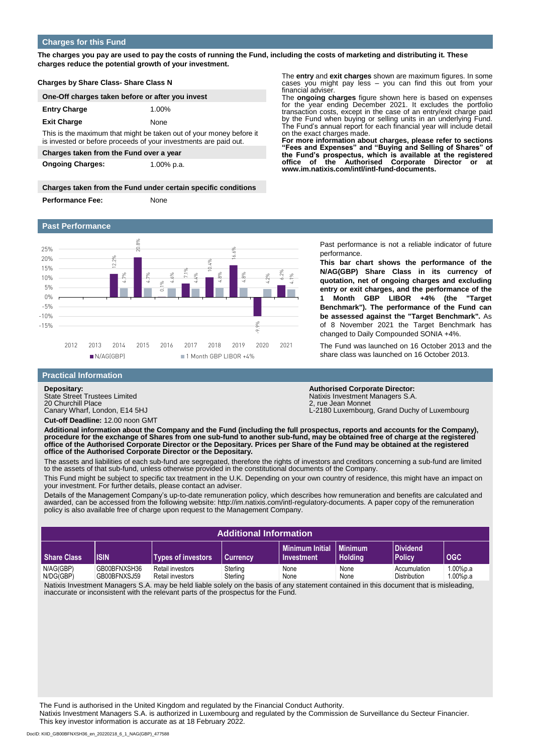## Charges for this Fund

**The charges you pay are used to pay the costs of running the Fund, including the costs of marketing and distributing it. These charges reduce the potential growth of your investment.**

**Charges by Share Class- Share Class N**

| **One-Off charges taken before or after you invest** | |
|---|---|
| **Entry Charge** | 1.00% |
| **Exit Charge** | None |

This is the maximum that might be taken out of your money before it is invested or before proceeds of your investments are paid out.

| **Charges taken from the Fund over a year** | |
|---|---|
| **Ongoing Charges:** | 1.00% p.a. |

| **Charges taken from the Fund under certain specific conditions** | |
|---|---|
| **Performance Fee:** | None |

The **entry** and **exit charges** shown are maximum figures. In some cases you might pay less – you can find this out from your financial adviser.

The **ongoing charges** figure shown here is based on expenses for the year ending December 2021. It excludes the portfolio transaction costs, except in the case of an entry/exit charge paid by the Fund when buying or selling units in an underlying Fund. The Fund's annual report for each financial year will include detail on the exact charges made.

**For more information about charges, please refer to sections "Fees and Expenses" and "Buying and Selling of Shares" of the Fund's prospectus, which is available at the registered office of the Authorised Corporate Director or at www.im.natixis.com/intl/intl-fund-documents.**

## Past Performance

25%
20%
15%
10%
5%
0%
-5%
-10%
-15%

12.2%
4.7%
20.8%
4.7%
0.1%
4.6%
7.1%
4.4%
10.4%
4.8%
16.6%
4.8%
-9.9%
4.2%
6.2%
4.1%

2012 2013 2014 2015 2016 2017 2018 2019 2020 2021

N/AG(GBP)
1 Month GBP LIBOR +4%

Past performance is not a reliable indicator of future performance.

**This bar chart shows the performance of the N/AG(GBP) Share Class in its currency of quotation, net of ongoing charges and excluding entry or exit charges, and the performance of the 1 Month GBP LIBOR +4% (the "Target Benchmark"). The performance of the Fund can be assessed against the "Target Benchmark".** As of 8 November 2021 the Target Benchmark has changed to Daily Compounded SONIA +4%.

The Fund was launched on 16 October 2013 and the share class was launched on 16 October 2013.

## Practical Information

**Depositary:**
State Street Trustees Limited
20 Churchill Place
Canary Wharf, London, E14 5HJ

**Authorised Corporate Director:**
Natixis Investment Managers S.A.
2, rue Jean Monnet
L-2180 Luxembourg, Grand Duchy of Luxembourg

**Cut-off Deadline:** 12.00 noon GMT

**Additional information about the Company and the Fund (including the full prospectus, reports and accounts for the Company), procedure for the exchange of Shares from one sub-fund to another sub-fund, may be obtained free of charge at the registered office of the Authorised Corporate Director or the Depositary. Prices per Share of the Fund may be obtained at the registered office of the Authorised Corporate Director or the Depositary.**

The assets and liabilities of each sub-fund are segregated, therefore the rights of investors and creditors concerning a sub-fund are limited to the assets of that sub-fund, unless otherwise provided in the constitutional documents of the Company.

This Fund might be subject to specific tax treatment in the U.K. Depending on your own country of residence, this might have an impact on your investment. For further details, please contact an adviser.

Details of the Management Company's up-to-date remuneration policy, which describes how remuneration and benefits are calculated and awarded, can be accessed from the following website: http://im.natixis.com/intl-regulatory-documents. A paper copy of the remuneration policy is also available free of charge upon request to the Management Company.

### Additional Information

| Share Class | ISIN | Types of investors | Currency | Minimum Initial Investment | Minimum Holding | Dividend Policy | OGC |
|---|---|---|---|---|---|---|---|
| N/AG(GBP) | GB00BFNXSH36 | Retail investors | Sterling | None | None | Accumulation | 1.00%p.a |
| N/DG(GBP) | GB00BFNXSJ59 | Retail investors | Sterling | None | None | Distribution | 1.00%p.a |

Natixis Investment Managers S.A. may be held liable solely on the basis of any statement contained in this document that is misleading, inaccurate or inconsistent with the relevant parts of the prospectus for the Fund.

The Fund is authorised in the United Kingdom and regulated by the Financial Conduct Authority.
Natixis Investment Managers S.A. is authorized in Luxembourg and regulated by the Commission de Surveillance du Secteur Financier.
This key investor information is accurate as at 18 February 2022.

DocID: KIID_GB00BFNXSH36_en_20220218_6_1_NAG(GBP)_477588